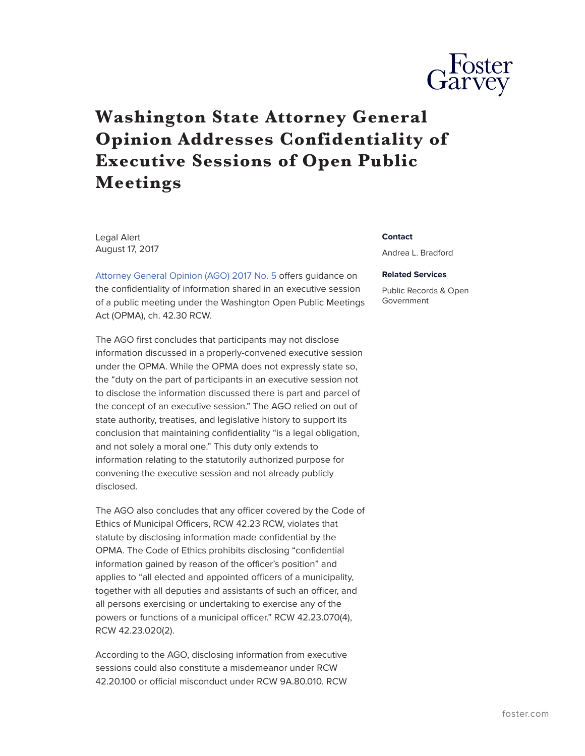# Washington State Attorney General Opinion Addresses Confidentiality of Executive Sessions of Open Public Meetings

Legal Alert
August 17, 2017

**Contact**

Andrea L. Bradford

**Related Services**

Public Records & Open Government

Attorney General Opinion (AGO) 2017 No. 5 offers guidance on the confidentiality of information shared in an executive session of a public meeting under the Washington Open Public Meetings Act (OPMA), ch. 42.30 RCW.

The AGO first concludes that participants may not disclose information discussed in a properly-convened executive session under the OPMA. While the OPMA does not expressly state so, the "duty on the part of participants in an executive session not to disclose the information discussed there is part and parcel of the concept of an executive session." The AGO relied on out of state authority, treatises, and legislative history to support its conclusion that maintaining confidentiality "is a legal obligation, and not solely a moral one." This duty only extends to information relating to the statutorily authorized purpose for convening the executive session and not already publicly disclosed.

The AGO also concludes that any officer covered by the Code of Ethics of Municipal Officers, RCW 42.23 RCW, violates that statute by disclosing information made confidential by the OPMA. The Code of Ethics prohibits disclosing "confidential information gained by reason of the officer's position" and applies to "all elected and appointed officers of a municipality, together with all deputies and assistants of such an officer, and all persons exercising or undertaking to exercise any of the powers or functions of a municipal officer." RCW 42.23.070(4), RCW 42.23.020(2).

According to the AGO, disclosing information from executive sessions could also constitute a misdemeanor under RCW 42.20.100 or official misconduct under RCW 9A.80.010. RCW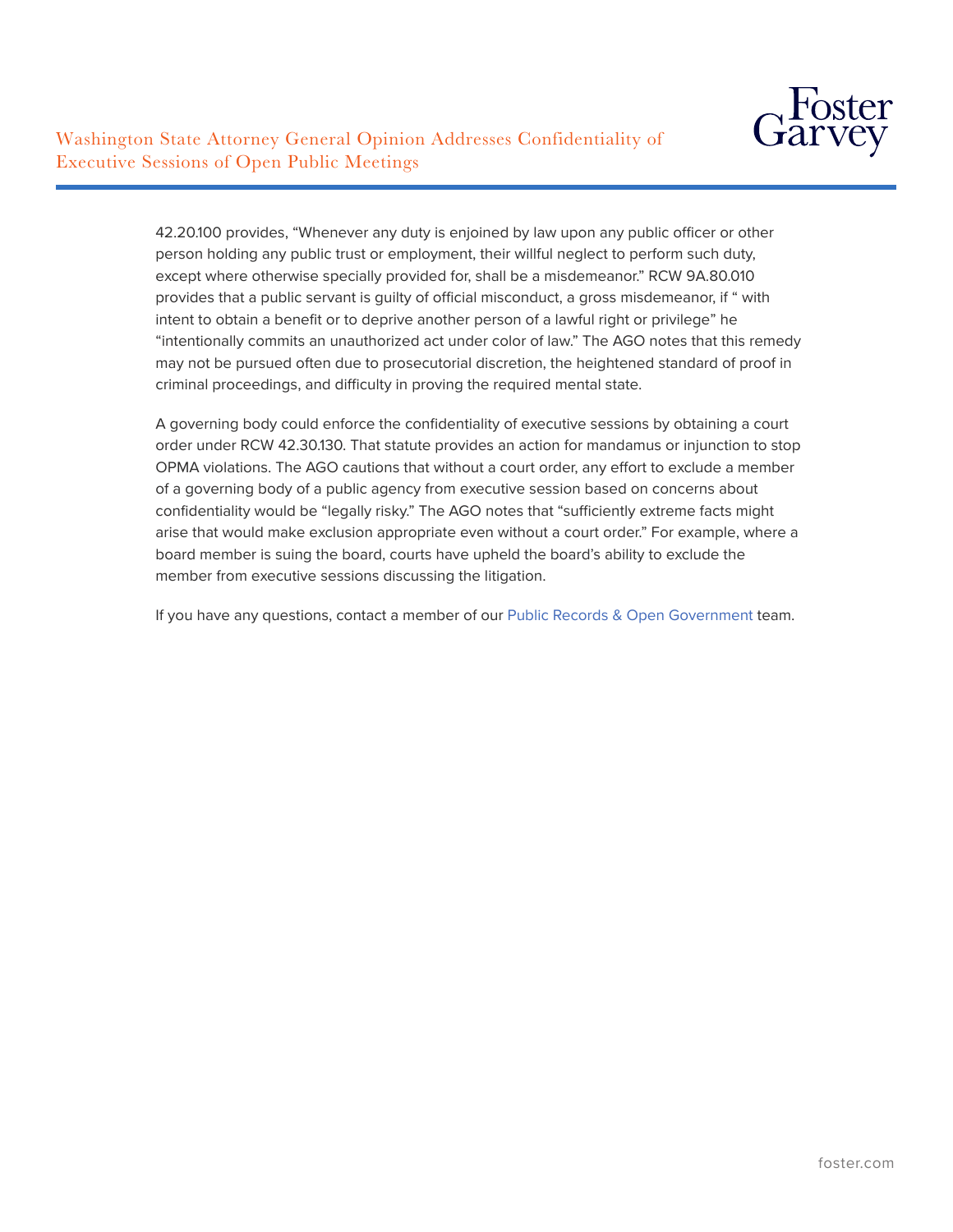42.20.100 provides, "Whenever any duty is enjoined by law upon any public officer or other person holding any public trust or employment, their willful neglect to perform such duty, except where otherwise specially provided for, shall be a misdemeanor." RCW 9A.80.010 provides that a public servant is guilty of official misconduct, a gross misdemeanor, if " with intent to obtain a benefit or to deprive another person of a lawful right or privilege" he "intentionally commits an unauthorized act under color of law." The AGO notes that this remedy may not be pursued often due to prosecutorial discretion, the heightened standard of proof in criminal proceedings, and difficulty in proving the required mental state.

A governing body could enforce the confidentiality of executive sessions by obtaining a court order under RCW 42.30.130. That statute provides an action for mandamus or injunction to stop OPMA violations. The AGO cautions that without a court order, any effort to exclude a member of a governing body of a public agency from executive session based on concerns about confidentiality would be "legally risky." The AGO notes that "sufficiently extreme facts might arise that would make exclusion appropriate even without a court order." For example, where a board member is suing the board, courts have upheld the board's ability to exclude the member from executive sessions discussing the litigation.

If you have any questions, contact a member of our Public Records & Open Government team.